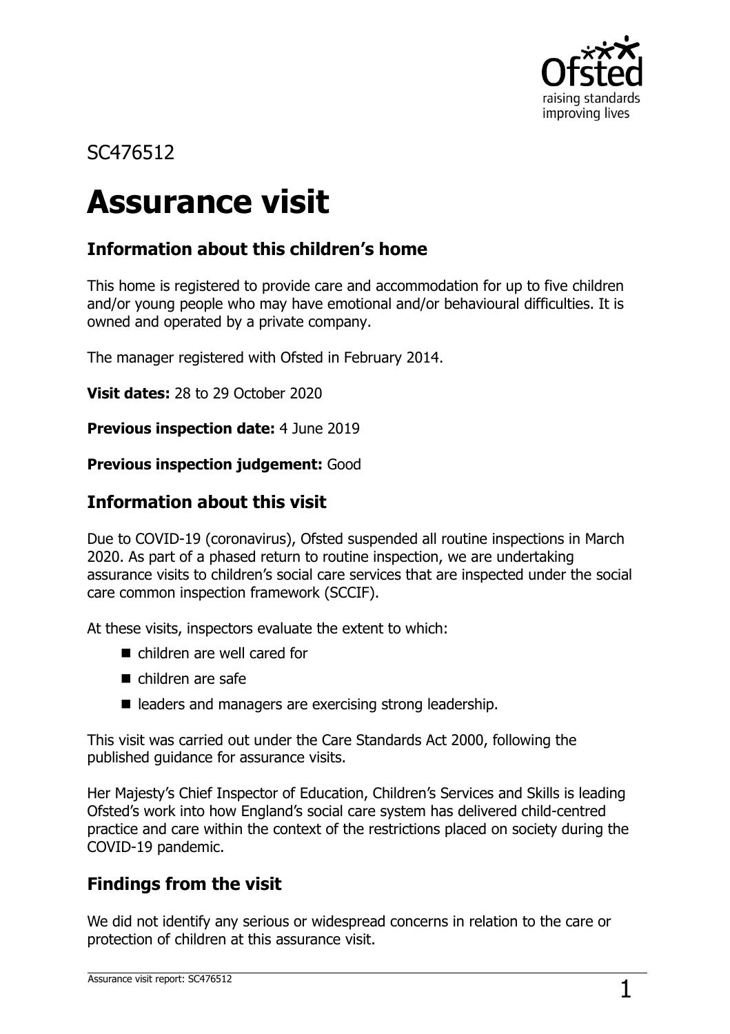SC476512

# Assurance visit

## Information about this children's home

This home is registered to provide care and accommodation for up to five children and/or young people who may have emotional and/or behavioural difficulties. It is owned and operated by a private company.

The manager registered with Ofsted in February 2014.

**Visit dates:** 28 to 29 October 2020

**Previous inspection date:** 4 June 2019

**Previous inspection judgement:** Good

## Information about this visit

Due to COVID-19 (coronavirus), Ofsted suspended all routine inspections in March 2020. As part of a phased return to routine inspection, we are undertaking assurance visits to children's social care services that are inspected under the social care common inspection framework (SCCIF).

At these visits, inspectors evaluate the extent to which:

- children are well cared for
- children are safe
- leaders and managers are exercising strong leadership.

This visit was carried out under the Care Standards Act 2000, following the published guidance for assurance visits.

Her Majesty's Chief Inspector of Education, Children's Services and Skills is leading Ofsted's work into how England's social care system has delivered child-centred practice and care within the context of the restrictions placed on society during the COVID-19 pandemic.

## Findings from the visit

We did not identify any serious or widespread concerns in relation to the care or protection of children at this assurance visit.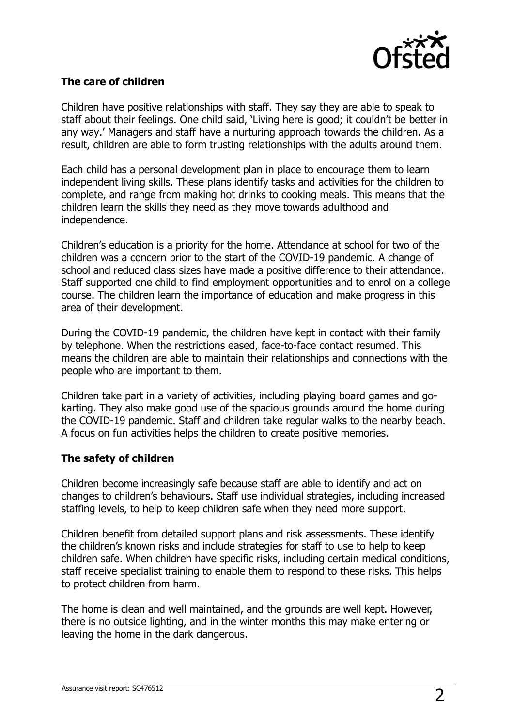## The care of children

Children have positive relationships with staff. They say they are able to speak to staff about their feelings. One child said, 'Living here is good; it couldn't be better in any way.' Managers and staff have a nurturing approach towards the children. As a result, children are able to form trusting relationships with the adults around them.

Each child has a personal development plan in place to encourage them to learn independent living skills. These plans identify tasks and activities for the children to complete, and range from making hot drinks to cooking meals. This means that the children learn the skills they need as they move towards adulthood and independence.

Children's education is a priority for the home. Attendance at school for two of the children was a concern prior to the start of the COVID-19 pandemic. A change of school and reduced class sizes have made a positive difference to their attendance. Staff supported one child to find employment opportunities and to enrol on a college course. The children learn the importance of education and make progress in this area of their development.

During the COVID-19 pandemic, the children have kept in contact with their family by telephone. When the restrictions eased, face-to-face contact resumed. This means the children are able to maintain their relationships and connections with the people who are important to them.

Children take part in a variety of activities, including playing board games and go-karting. They also make good use of the spacious grounds around the home during the COVID-19 pandemic. Staff and children take regular walks to the nearby beach. A focus on fun activities helps the children to create positive memories.

## The safety of children

Children become increasingly safe because staff are able to identify and act on changes to children's behaviours. Staff use individual strategies, including increased staffing levels, to help to keep children safe when they need more support.

Children benefit from detailed support plans and risk assessments. These identify the children's known risks and include strategies for staff to use to help to keep children safe. When children have specific risks, including certain medical conditions, staff receive specialist training to enable them to respond to these risks. This helps to protect children from harm.

The home is clean and well maintained, and the grounds are well kept. However, there is no outside lighting, and in the winter months this may make entering or leaving the home in the dark dangerous.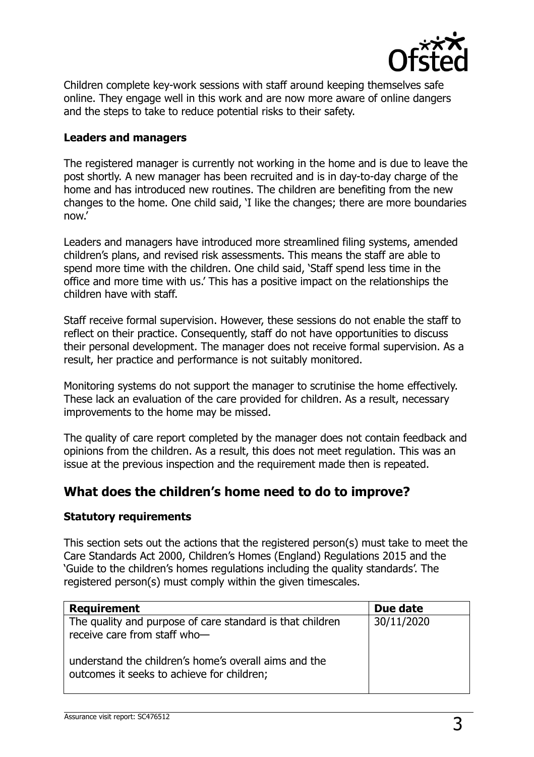Children complete key-work sessions with staff around keeping themselves safe online. They engage well in this work and are now more aware of online dangers and the steps to take to reduce potential risks to their safety.

**Leaders and managers**

The registered manager is currently not working in the home and is due to leave the post shortly. A new manager has been recruited and is in day-to-day charge of the home and has introduced new routines. The children are benefiting from the new changes to the home. One child said, 'I like the changes; there are more boundaries now.'

Leaders and managers have introduced more streamlined filing systems, amended children's plans, and revised risk assessments. This means the staff are able to spend more time with the children. One child said, 'Staff spend less time in the office and more time with us.' This has a positive impact on the relationships the children have with staff.

Staff receive formal supervision. However, these sessions do not enable the staff to reflect on their practice. Consequently, staff do not have opportunities to discuss their personal development. The manager does not receive formal supervision. As a result, her practice and performance is not suitably monitored.

Monitoring systems do not support the manager to scrutinise the home effectively. These lack an evaluation of the care provided for children. As a result, necessary improvements to the home may be missed.

The quality of care report completed by the manager does not contain feedback and opinions from the children. As a result, this does not meet regulation. This was an issue at the previous inspection and the requirement made then is repeated.

## What does the children's home need to do to improve?

**Statutory requirements**

This section sets out the actions that the registered person(s) must take to meet the Care Standards Act 2000, Children's Homes (England) Regulations 2015 and the 'Guide to the children's homes regulations including the quality standards'. The registered person(s) must comply within the given timescales.

| Requirement | Due date |
| --- | --- |
| The quality and purpose of care standard is that children receive care from staff who—<br><br>understand the children's home's overall aims and the outcomes it seeks to achieve for children; | 30/11/2020 |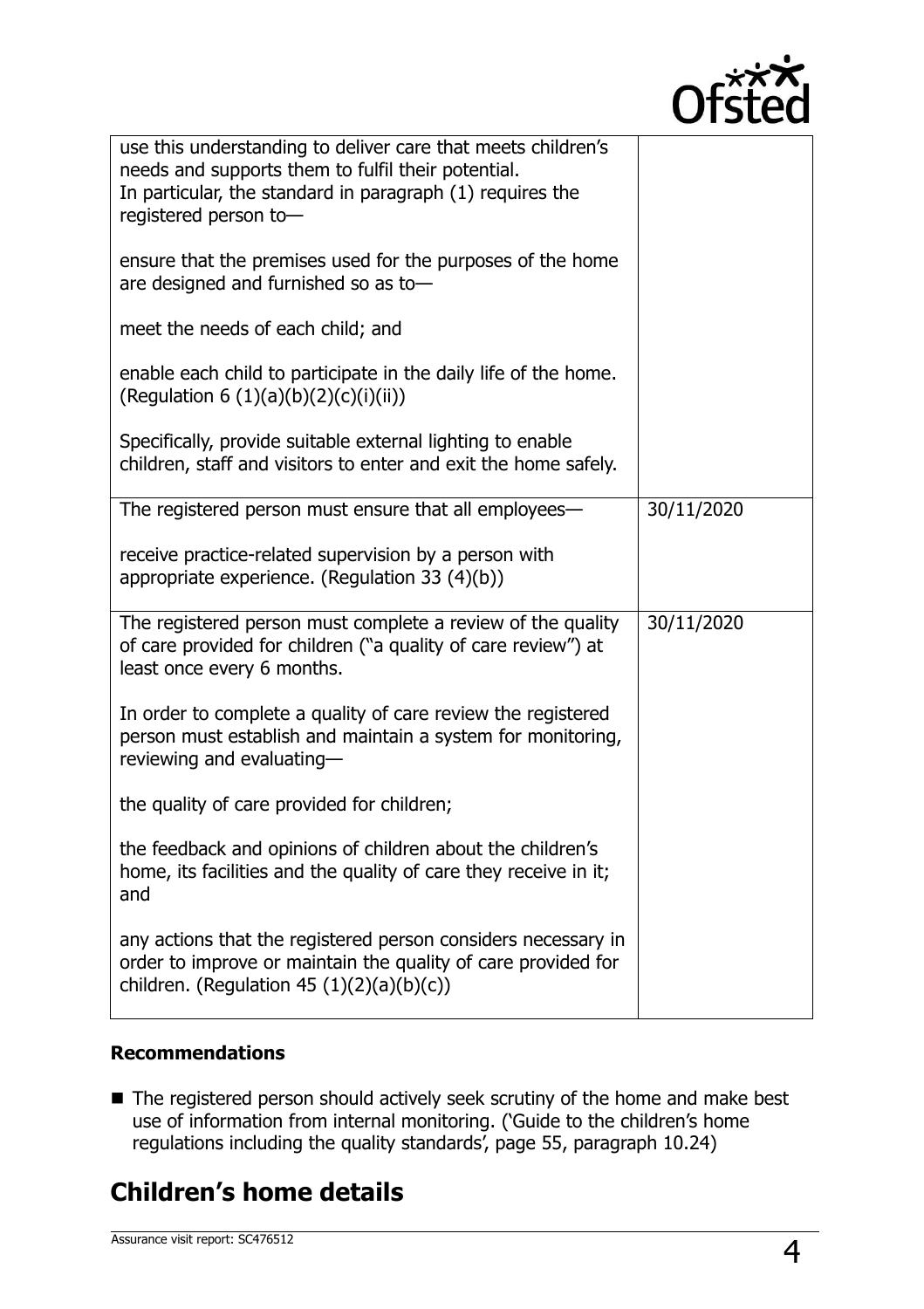| | |
|---|---|
| use this understanding to deliver care that meets children's needs and supports them to fulfil their potential.<br>In particular, the standard in paragraph (1) requires the registered person to—<br><br>ensure that the premises used for the purposes of the home are designed and furnished so as to—<br><br>meet the needs of each child; and<br><br>enable each child to participate in the daily life of the home. (Regulation 6 (1)(a)(b)(2)(c)(i)(ii))<br><br>Specifically, provide suitable external lighting to enable children, staff and visitors to enter and exit the home safely. | |
| The registered person must ensure that all employees—<br><br>receive practice-related supervision by a person with appropriate experience. (Regulation 33 (4)(b)) | 30/11/2020 |
| The registered person must complete a review of the quality of care provided for children ("a quality of care review") at least once every 6 months.<br><br>In order to complete a quality of care review the registered person must establish and maintain a system for monitoring, reviewing and evaluating—<br><br>the quality of care provided for children;<br><br>the feedback and opinions of children about the children's home, its facilities and the quality of care they receive in it; and<br><br>any actions that the registered person considers necessary in order to improve or maintain the quality of care provided for children. (Regulation 45 (1)(2)(a)(b)(c)) | 30/11/2020 |

### Recommendations

- The registered person should actively seek scrutiny of the home and make best use of information from internal monitoring. ('Guide to the children's home regulations including the quality standards', page 55, paragraph 10.24)

## Children's home details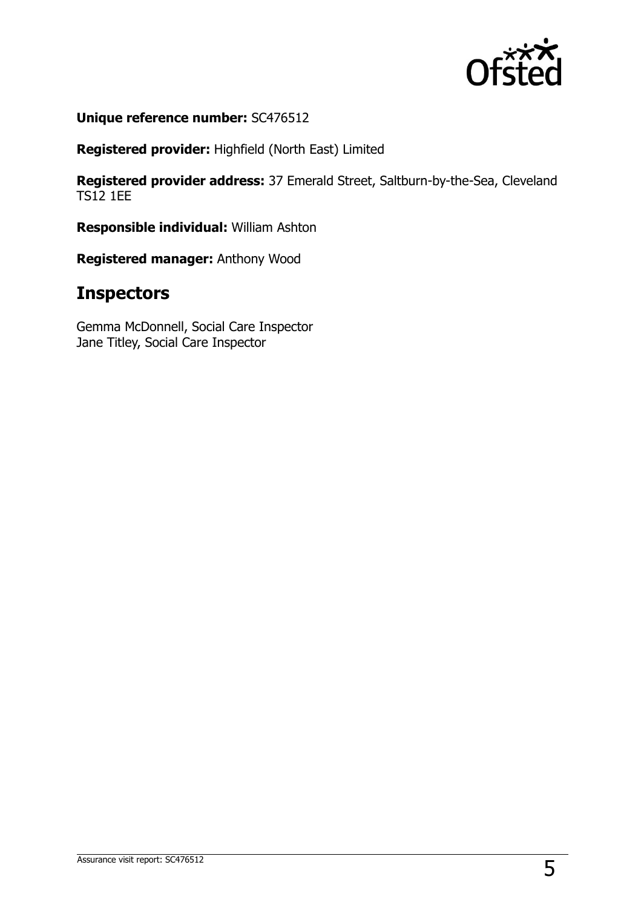**Unique reference number:** SC476512

**Registered provider:** Highfield (North East) Limited

**Registered provider address:** 37 Emerald Street, Saltburn-by-the-Sea, Cleveland TS12 1EE

**Responsible individual:** William Ashton

**Registered manager:** Anthony Wood

## Inspectors

Gemma McDonnell, Social Care Inspector
Jane Titley, Social Care Inspector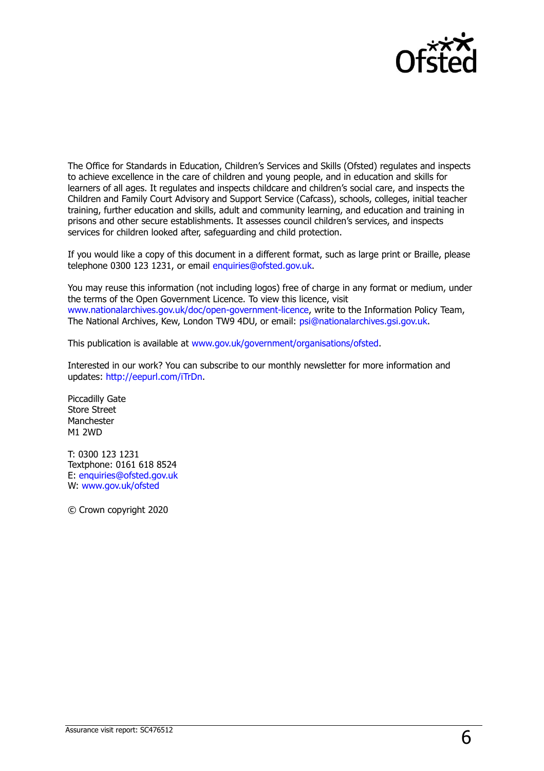The Office for Standards in Education, Children's Services and Skills (Ofsted) regulates and inspects to achieve excellence in the care of children and young people, and in education and skills for learners of all ages. It regulates and inspects childcare and children's social care, and inspects the Children and Family Court Advisory and Support Service (Cafcass), schools, colleges, initial teacher training, further education and skills, adult and community learning, and education and training in prisons and other secure establishments. It assesses council children's services, and inspects services for children looked after, safeguarding and child protection.

If you would like a copy of this document in a different format, such as large print or Braille, please telephone 0300 123 1231, or email enquiries@ofsted.gov.uk.

You may reuse this information (not including logos) free of charge in any format or medium, under the terms of the Open Government Licence. To view this licence, visit www.nationalarchives.gov.uk/doc/open-government-licence, write to the Information Policy Team, The National Archives, Kew, London TW9 4DU, or email: psi@nationalarchives.gsi.gov.uk.

This publication is available at www.gov.uk/government/organisations/ofsted.

Interested in our work? You can subscribe to our monthly newsletter for more information and updates: http://eepurl.com/iTrDn.

Piccadilly Gate
Store Street
Manchester
M1 2WD

T: 0300 123 1231
Textphone: 0161 618 8524
E: enquiries@ofsted.gov.uk
W: www.gov.uk/ofsted

© Crown copyright 2020